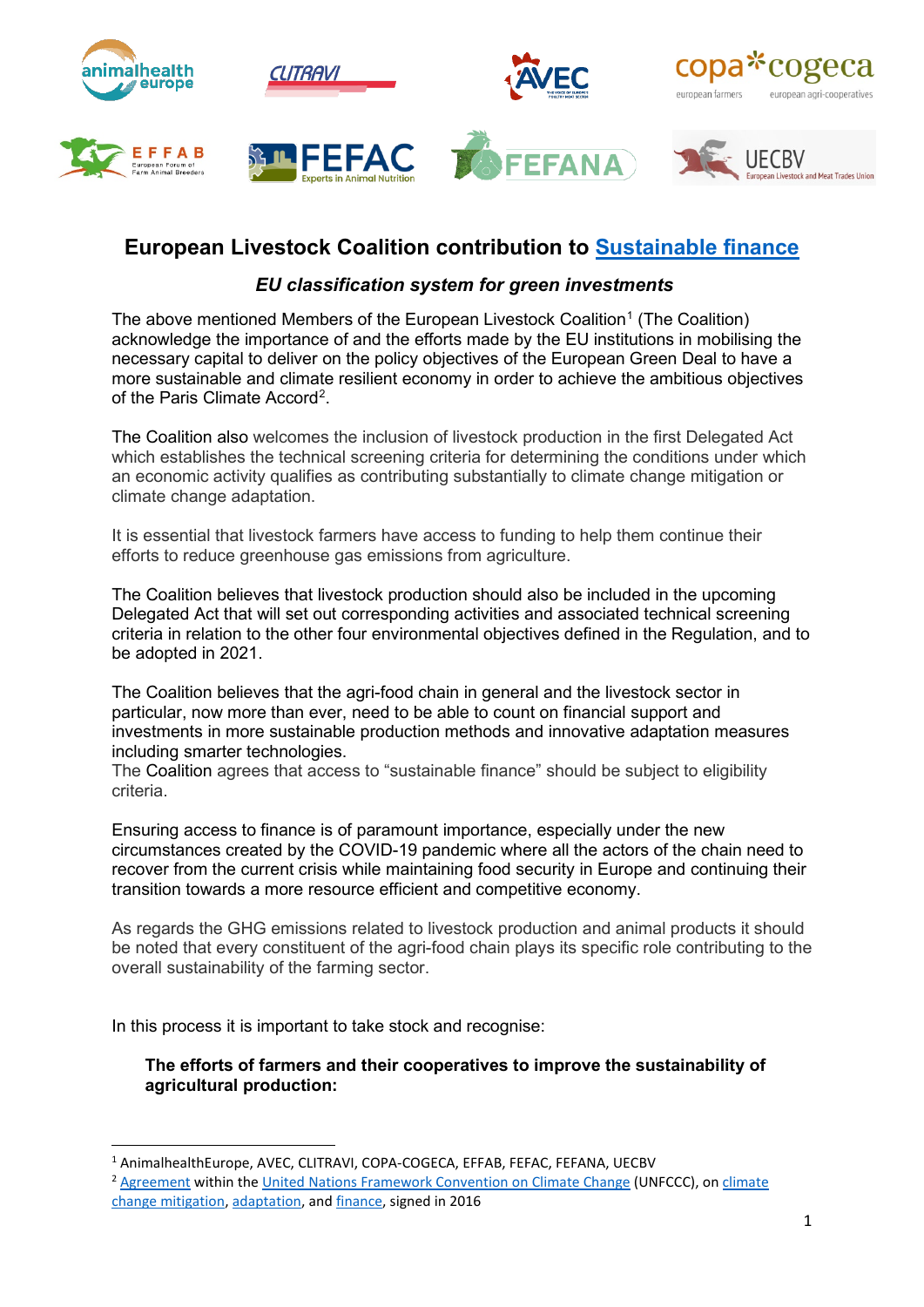# European Livestock Coalition contribution to Sustainable finance

## *EU classification system for green investments*

The above mentioned Members of the European Livestock Coalition[1] (The Coalition) acknowledge the importance of and the efforts made by the EU institutions in mobilising the necessary capital to deliver on the policy objectives of the European Green Deal to have a more sustainable and climate resilient economy in order to achieve the ambitious objectives of the Paris Climate Accord[2].

The Coalition also welcomes the inclusion of livestock production in the first Delegated Act which establishes the technical screening criteria for determining the conditions under which an economic activity qualifies as contributing substantially to climate change mitigation or climate change adaptation.

It is essential that livestock farmers have access to funding to help them continue their efforts to reduce greenhouse gas emissions from agriculture.

The Coalition believes that livestock production should also be included in the upcoming Delegated Act that will set out corresponding activities and associated technical screening criteria in relation to the other four environmental objectives defined in the Regulation, and to be adopted in 2021.

The Coalition believes that the agri-food chain in general and the livestock sector in particular, now more than ever, need to be able to count on financial support and investments in more sustainable production methods and innovative adaptation measures including smarter technologies.
The Coalition agrees that access to "sustainable finance" should be subject to eligibility criteria.

Ensuring access to finance is of paramount importance, especially under the new circumstances created by the COVID-19 pandemic where all the actors of the chain need to recover from the current crisis while maintaining food security in Europe and continuing their transition towards a more resource efficient and competitive economy.

As regards the GHG emissions related to livestock production and animal products it should be noted that every constituent of the agri-food chain plays its specific role contributing to the overall sustainability of the farming sector.

In this process it is important to take stock and recognise:

> **The efforts of farmers and their cooperatives to improve the sustainability of agricultural production:**

---

[1] AnimalhealthEurope, AVEC, CLITRAVI, COPA-COGECA, EFFAB, FEFAC, FEFANA, UECBV

[2] Agreement within the United Nations Framework Convention on Climate Change (UNFCCC), on climate change mitigation, adaptation, and finance, signed in 2016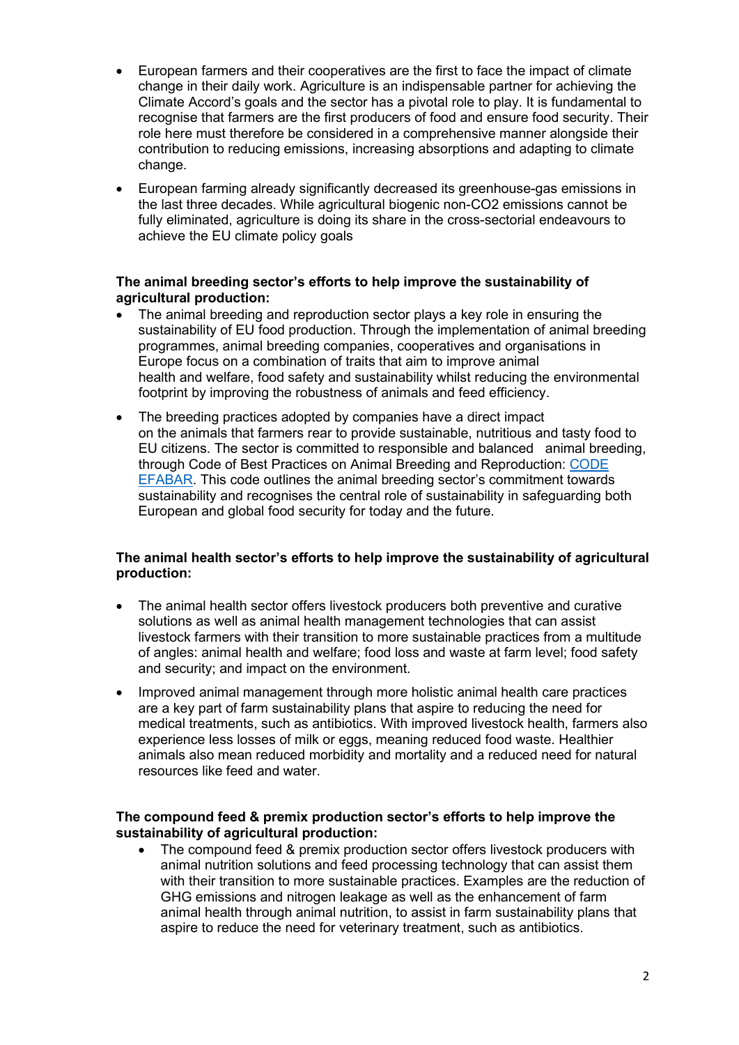- European farmers and their cooperatives are the first to face the impact of climate change in their daily work. Agriculture is an indispensable partner for achieving the Climate Accord's goals and the sector has a pivotal role to play. It is fundamental to recognise that farmers are the first producers of food and ensure food security. Their role here must therefore be considered in a comprehensive manner alongside their contribution to reducing emissions, increasing absorptions and adapting to climate change.
- European farming already significantly decreased its greenhouse-gas emissions in the last three decades. While agricultural biogenic non-CO2 emissions cannot be fully eliminated, agriculture is doing its share in the cross-sectorial endeavours to achieve the EU climate policy goals

**The animal breeding sector's efforts to help improve the sustainability of agricultural production:**

- The animal breeding and reproduction sector plays a key role in ensuring the sustainability of EU food production. Through the implementation of animal breeding programmes, animal breeding companies, cooperatives and organisations in Europe focus on a combination of traits that aim to improve animal health and welfare, food safety and sustainability whilst reducing the environmental footprint by improving the robustness of animals and feed efficiency.
- The breeding practices adopted by companies have a direct impact on the animals that farmers rear to provide sustainable, nutritious and tasty food to EU citizens. The sector is committed to responsible and balanced animal breeding, through Code of Best Practices on Animal Breeding and Reproduction: CODE EFABAR. This code outlines the animal breeding sector's commitment towards sustainability and recognises the central role of sustainability in safeguarding both European and global food security for today and the future.

**The animal health sector's efforts to help improve the sustainability of agricultural production:**

- The animal health sector offers livestock producers both preventive and curative solutions as well as animal health management technologies that can assist livestock farmers with their transition to more sustainable practices from a multitude of angles: animal health and welfare; food loss and waste at farm level; food safety and security; and impact on the environment.
- Improved animal management through more holistic animal health care practices are a key part of farm sustainability plans that aspire to reducing the need for medical treatments, such as antibiotics. With improved livestock health, farmers also experience less losses of milk or eggs, meaning reduced food waste. Healthier animals also mean reduced morbidity and mortality and a reduced need for natural resources like feed and water.

**The compound feed & premix production sector's efforts to help improve the sustainability of agricultural production:**

- The compound feed & premix production sector offers livestock producers with animal nutrition solutions and feed processing technology that can assist them with their transition to more sustainable practices. Examples are the reduction of GHG emissions and nitrogen leakage as well as the enhancement of farm animal health through animal nutrition, to assist in farm sustainability plans that aspire to reduce the need for veterinary treatment, such as antibiotics.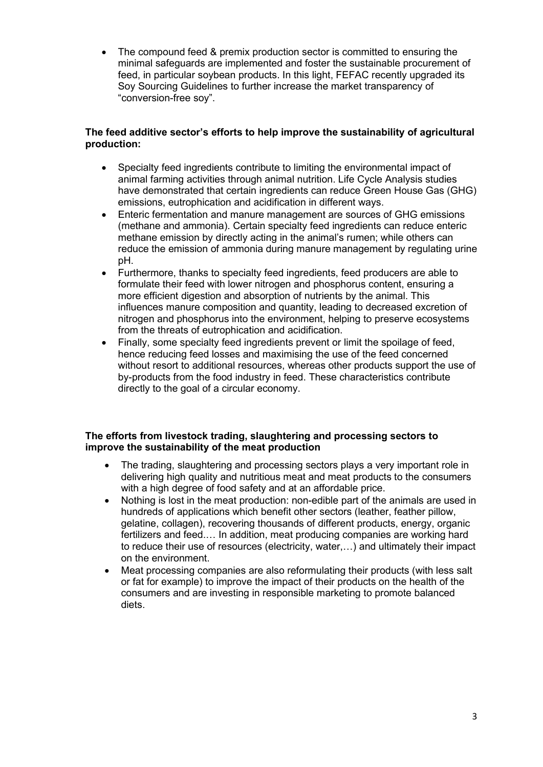- The compound feed & premix production sector is committed to ensuring the minimal safeguards are implemented and foster the sustainable procurement of feed, in particular soybean products. In this light, FEFAC recently upgraded its Soy Sourcing Guidelines to further increase the market transparency of "conversion-free soy".

**The feed additive sector's efforts to help improve the sustainability of agricultural production:**

- Specialty feed ingredients contribute to limiting the environmental impact of animal farming activities through animal nutrition. Life Cycle Analysis studies have demonstrated that certain ingredients can reduce Green House Gas (GHG) emissions, eutrophication and acidification in different ways.
- Enteric fermentation and manure management are sources of GHG emissions (methane and ammonia). Certain specialty feed ingredients can reduce enteric methane emission by directly acting in the animal's rumen; while others can reduce the emission of ammonia during manure management by regulating urine pH.
- Furthermore, thanks to specialty feed ingredients, feed producers are able to formulate their feed with lower nitrogen and phosphorus content, ensuring a more efficient digestion and absorption of nutrients by the animal. This influences manure composition and quantity, leading to decreased excretion of nitrogen and phosphorus into the environment, helping to preserve ecosystems from the threats of eutrophication and acidification.
- Finally, some specialty feed ingredients prevent or limit the spoilage of feed, hence reducing feed losses and maximising the use of the feed concerned without resort to additional resources, whereas other products support the use of by-products from the food industry in feed. These characteristics contribute directly to the goal of a circular economy.

**The efforts from livestock trading, slaughtering and processing sectors to improve the sustainability of the meat production**

- The trading, slaughtering and processing sectors plays a very important role in delivering high quality and nutritious meat and meat products to the consumers with a high degree of food safety and at an affordable price.
- Nothing is lost in the meat production: non-edible part of the animals are used in hundreds of applications which benefit other sectors (leather, feather pillow, gelatine, collagen), recovering thousands of different products, energy, organic fertilizers and feed.… In addition, meat producing companies are working hard to reduce their use of resources (electricity, water,…) and ultimately their impact on the environment.
- Meat processing companies are also reformulating their products (with less salt or fat for example) to improve the impact of their products on the health of the consumers and are investing in responsible marketing to promote balanced diets.